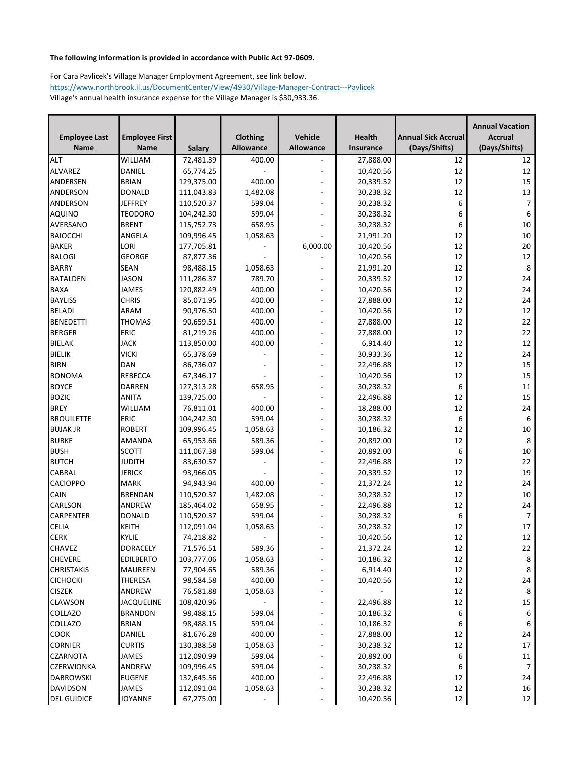**The following information is provided in accordance with Public Act 97-0609.**

For Cara Pavlicek's Village Manager Employment Agreement, see link below.
https://www.northbrook.il.us/DocumentCenter/View/4930/Village-Manager-Contract---Pavlicek
Village's annual health insurance expense for the Village Manager is $30,933.36.

| Employee Last Name | Employee First Name | Salary | Clothing Allowance | Vehicle Allowance | Health Insurance | Annual Sick Accrual (Days/Shifts) | Annual Vacation Accrual (Days/Shifts) |
|---|---|---|---|---|---|---|---|
| ALT | WILLIAM | 72,481.39 | 400.00 | - | 27,888.00 | 12 | 12 |
| ALVAREZ | DANIEL | 65,774.25 | - | - | 10,420.56 | 12 | 12 |
| ANDERSEN | BRIAN | 129,375.00 | 400.00 | - | 20,339.52 | 12 | 15 |
| ANDERSON | DONALD | 111,043.83 | 1,482.08 | - | 30,238.32 | 12 | 13 |
| ANDERSON | JEFFREY | 110,520.37 | 599.04 | - | 30,238.32 | 6 | 7 |
| AQUINO | TEODORO | 104,242.30 | 599.04 | - | 30,238.32 | 6 | 6 |
| AVERSANO | BRENT | 115,752.73 | 658.95 | - | 30,238.32 | 6 | 10 |
| BAIOCCHI | ANGELA | 109,996.45 | 1,058.63 | - | 21,991.20 | 12 | 10 |
| BAKER | LORI | 177,705.81 | - | 6,000.00 | 10,420.56 | 12 | 20 |
| BALOGI | GEORGE | 87,877.36 | - | - | 10,420.56 | 12 | 12 |
| BARRY | SEAN | 98,488.15 | 1,058.63 | - | 21,991.20 | 12 | 8 |
| BATALDEN | JASON | 111,286.37 | 789.70 | - | 20,339.52 | 12 | 24 |
| BAXA | JAMES | 120,882.49 | 400.00 | - | 10,420.56 | 12 | 24 |
| BAYLISS | CHRIS | 85,071.95 | 400.00 | - | 27,888.00 | 12 | 24 |
| BELADI | ARAM | 90,976.50 | 400.00 | - | 10,420.56 | 12 | 12 |
| BENEDETTI | THOMAS | 90,659.51 | 400.00 | - | 27,888.00 | 12 | 22 |
| BERGER | ERIC | 81,219.26 | 400.00 | - | 27,888.00 | 12 | 22 |
| BIELAK | JACK | 113,850.00 | 400.00 | - | 6,914.40 | 12 | 12 |
| BIELIK | VICKI | 65,378.69 | - | - | 30,933.36 | 12 | 24 |
| BIRN | DAN | 86,736.07 | - | - | 22,496.88 | 12 | 15 |
| BONOMA | REBECCA | 67,346.17 | - | - | 10,420.56 | 12 | 15 |
| BOYCE | DARREN | 127,313.28 | 658.95 | - | 30,238.32 | 6 | 11 |
| BOZIC | ANITA | 139,725.00 | - | - | 22,496.88 | 12 | 15 |
| BREY | WILLIAM | 76,811.01 | 400.00 | - | 18,288.00 | 12 | 24 |
| BROUILETTE | ERIC | 104,242.30 | 599.04 | - | 30,238.32 | 6 | 6 |
| BUJAK JR | ROBERT | 109,996.45 | 1,058.63 | - | 10,186.32 | 12 | 10 |
| BURKE | AMANDA | 65,953.66 | 589.36 | - | 20,892.00 | 12 | 8 |
| BUSH | SCOTT | 111,067.38 | 599.04 | - | 20,892.00 | 6 | 10 |
| BUTCH | JUDITH | 83,630.57 | - | - | 22,496.88 | 12 | 22 |
| CABRAL | JERICK | 93,966.05 | - | - | 20,339.52 | 12 | 19 |
| CACIOPPO | MARK | 94,943.94 | 400.00 | - | 21,372.24 | 12 | 24 |
| CAIN | BRENDAN | 110,520.37 | 1,482.08 | - | 30,238.32 | 12 | 10 |
| CARLSON | ANDREW | 185,464.02 | 658.95 | - | 22,496.88 | 12 | 24 |
| CARPENTER | DONALD | 110,520.37 | 599.04 | - | 30,238.32 | 6 | 7 |
| CELIA | KEITH | 112,091.04 | 1,058.63 | - | 30,238.32 | 12 | 17 |
| CERK | KYLIE | 74,218.82 | - | - | 10,420.56 | 12 | 12 |
| CHAVEZ | DORACELY | 71,576.51 | 589.36 | - | 21,372.24 | 12 | 22 |
| CHEVERE | EDILBERTO | 103,777.06 | 1,058.63 | - | 10,186.32 | 12 | 8 |
| CHRISTAKIS | MAUREEN | 77,904.65 | 589.36 | - | 6,914.40 | 12 | 8 |
| CICHOCKI | THERESA | 98,584.58 | 400.00 | - | 10,420.56 | 12 | 24 |
| CISZEK | ANDREW | 76,581.88 | 1,058.63 | - | - | 12 | 8 |
| CLAWSON | JACQUELINE | 108,420.96 | - | - | 22,496.88 | 12 | 15 |
| COLLAZO | BRANDON | 98,488.15 | 599.04 | - | 10,186.32 | 6 | 6 |
| COLLAZO | BRIAN | 98,488.15 | 599.04 | - | 10,186.32 | 6 | 6 |
| COOK | DANIEL | 81,676.28 | 400.00 | - | 27,888.00 | 12 | 24 |
| CORNIER | CURTIS | 130,388.58 | 1,058.63 | - | 30,238.32 | 12 | 17 |
| CZARNOTA | JAMES | 112,090.99 | 599.04 | - | 20,892.00 | 6 | 11 |
| CZERWIONKA | ANDREW | 109,996.45 | 599.04 | - | 30,238.32 | 6 | 7 |
| DABROWSKI | EUGENE | 132,645.56 | 400.00 | - | 22,496.88 | 12 | 24 |
| DAVIDSON | JAMES | 112,091.04 | 1,058.63 | - | 30,238.32 | 12 | 16 |
| DEL GUIDICE | JOYANNE | 67,275.00 | - | - | 10,420.56 | 12 | 12 |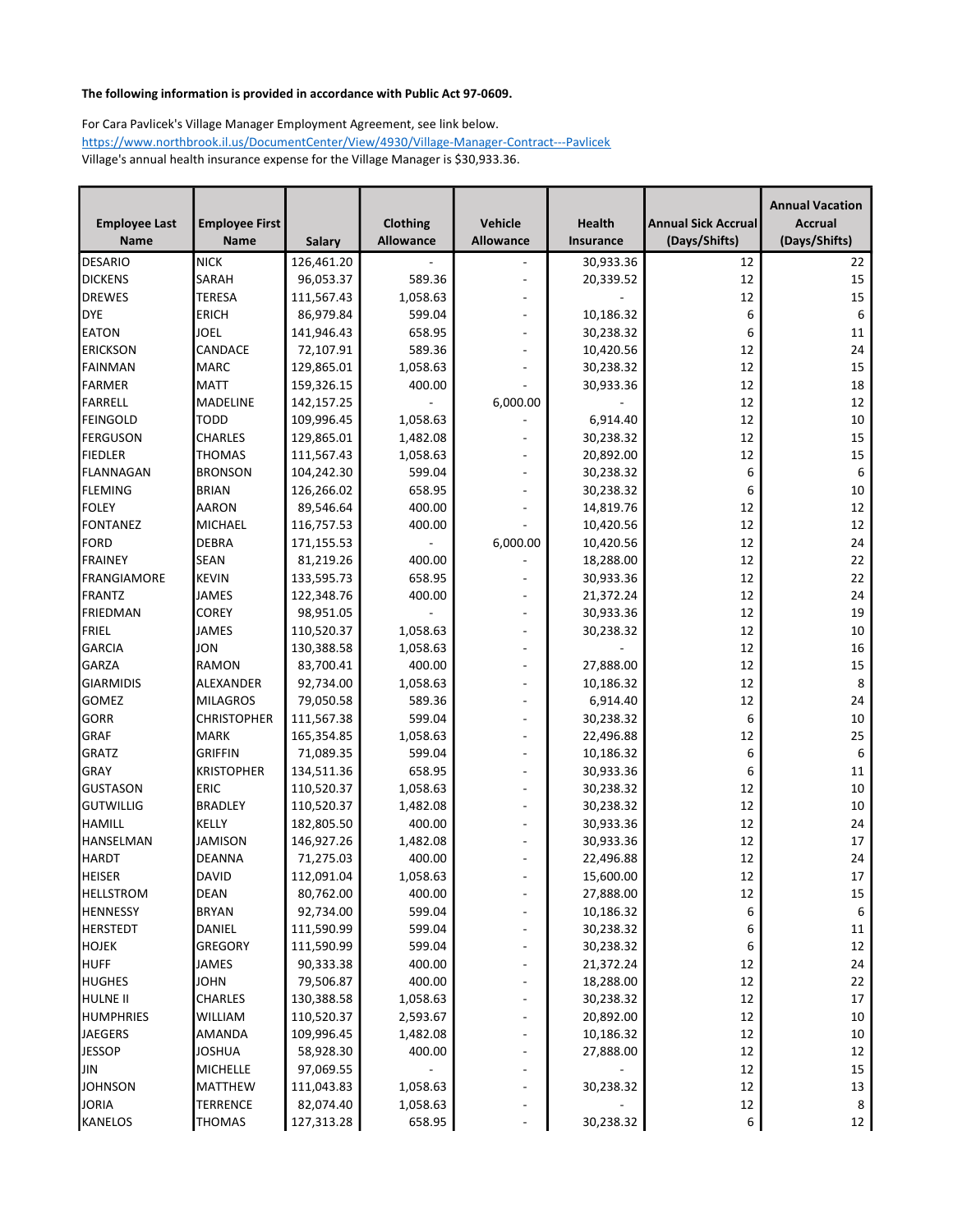**The following information is provided in accordance with Public Act 97-0609.**

For Cara Pavlicek's Village Manager Employment Agreement, see link below.
https://www.northbrook.il.us/DocumentCenter/View/4930/Village-Manager-Contract---Pavlicek
Village's annual health insurance expense for the Village Manager is $30,933.36.

| Employee Last Name | Employee First Name | Salary | Clothing Allowance | Vehicle Allowance | Health Insurance | Annual Sick Accrual (Days/Shifts) | Annual Vacation Accrual (Days/Shifts) |
|---|---|---|---|---|---|---|---|
| DESARIO | NICK | 126,461.20 | - | - | 30,933.36 | 12 | 22 |
| DICKENS | SARAH | 96,053.37 | 589.36 | - | 20,339.52 | 12 | 15 |
| DREWES | TERESA | 111,567.43 | 1,058.63 | - | - | 12 | 15 |
| DYE | ERICH | 86,979.84 | 599.04 | - | 10,186.32 | 6 | 6 |
| EATON | JOEL | 141,946.43 | 658.95 | - | 30,238.32 | 6 | 11 |
| ERICKSON | CANDACE | 72,107.91 | 589.36 | - | 10,420.56 | 12 | 24 |
| FAINMAN | MARC | 129,865.01 | 1,058.63 | - | 30,238.32 | 12 | 15 |
| FARMER | MATT | 159,326.15 | 400.00 | - | 30,933.36 | 12 | 18 |
| FARRELL | MADELINE | 142,157.25 | - | 6,000.00 | - | 12 | 12 |
| FEINGOLD | TODD | 109,996.45 | 1,058.63 | - | 6,914.40 | 12 | 10 |
| FERGUSON | CHARLES | 129,865.01 | 1,482.08 | - | 30,238.32 | 12 | 15 |
| FIEDLER | THOMAS | 111,567.43 | 1,058.63 | - | 20,892.00 | 12 | 15 |
| FLANNAGAN | BRONSON | 104,242.30 | 599.04 | - | 30,238.32 | 6 | 6 |
| FLEMING | BRIAN | 126,266.02 | 658.95 | - | 30,238.32 | 6 | 10 |
| FOLEY | AARON | 89,546.64 | 400.00 | - | 14,819.76 | 12 | 12 |
| FONTANEZ | MICHAEL | 116,757.53 | 400.00 | - | 10,420.56 | 12 | 12 |
| FORD | DEBRA | 171,155.53 | - | 6,000.00 | 10,420.56 | 12 | 24 |
| FRAINEY | SEAN | 81,219.26 | 400.00 | - | 18,288.00 | 12 | 22 |
| FRANGIAMORE | KEVIN | 133,595.73 | 658.95 | - | 30,933.36 | 12 | 22 |
| FRANTZ | JAMES | 122,348.76 | 400.00 | - | 21,372.24 | 12 | 24 |
| FRIEDMAN | COREY | 98,951.05 | - | - | 30,933.36 | 12 | 19 |
| FRIEL | JAMES | 110,520.37 | 1,058.63 | - | 30,238.32 | 12 | 10 |
| GARCIA | JON | 130,388.58 | 1,058.63 | - | - | 12 | 16 |
| GARZA | RAMON | 83,700.41 | 400.00 | - | 27,888.00 | 12 | 15 |
| GIARMIDIS | ALEXANDER | 92,734.00 | 1,058.63 | - | 10,186.32 | 12 | 8 |
| GOMEZ | MILAGROS | 79,050.58 | 589.36 | - | 6,914.40 | 12 | 24 |
| GORR | CHRISTOPHER | 111,567.38 | 599.04 | - | 30,238.32 | 6 | 10 |
| GRAF | MARK | 165,354.85 | 1,058.63 | - | 22,496.88 | 12 | 25 |
| GRATZ | GRIFFIN | 71,089.35 | 599.04 | - | 10,186.32 | 6 | 6 |
| GRAY | KRISTOPHER | 134,511.36 | 658.95 | - | 30,933.36 | 6 | 11 |
| GUSTASON | ERIC | 110,520.37 | 1,058.63 | - | 30,238.32 | 12 | 10 |
| GUTWILLIG | BRADLEY | 110,520.37 | 1,482.08 | - | 30,238.32 | 12 | 10 |
| HAMILL | KELLY | 182,805.50 | 400.00 | - | 30,933.36 | 12 | 24 |
| HANSELMAN | JAMISON | 146,927.26 | 1,482.08 | - | 30,933.36 | 12 | 17 |
| HARDT | DEANNA | 71,275.03 | 400.00 | - | 22,496.88 | 12 | 24 |
| HEISER | DAVID | 112,091.04 | 1,058.63 | - | 15,600.00 | 12 | 17 |
| HELLSTROM | DEAN | 80,762.00 | 400.00 | - | 27,888.00 | 12 | 15 |
| HENNESSY | BRYAN | 92,734.00 | 599.04 | - | 10,186.32 | 6 | 6 |
| HERSTEDT | DANIEL | 111,590.99 | 599.04 | - | 30,238.32 | 6 | 11 |
| HOJEK | GREGORY | 111,590.99 | 599.04 | - | 30,238.32 | 6 | 12 |
| HUFF | JAMES | 90,333.38 | 400.00 | - | 21,372.24 | 12 | 24 |
| HUGHES | JOHN | 79,506.87 | 400.00 | - | 18,288.00 | 12 | 22 |
| HULNE II | CHARLES | 130,388.58 | 1,058.63 | - | 30,238.32 | 12 | 17 |
| HUMPHRIES | WILLIAM | 110,520.37 | 2,593.67 | - | 20,892.00 | 12 | 10 |
| JAEGERS | AMANDA | 109,996.45 | 1,482.08 | - | 10,186.32 | 12 | 10 |
| JESSOP | JOSHUA | 58,928.30 | 400.00 | - | 27,888.00 | 12 | 12 |
| JIN | MICHELLE | 97,069.55 | - | - | - | 12 | 15 |
| JOHNSON | MATTHEW | 111,043.83 | 1,058.63 | - | 30,238.32 | 12 | 13 |
| JORIA | TERRENCE | 82,074.40 | 1,058.63 | - | - | 12 | 8 |
| KANELOS | THOMAS | 127,313.28 | 658.95 | - | 30,238.32 | 6 | 12 |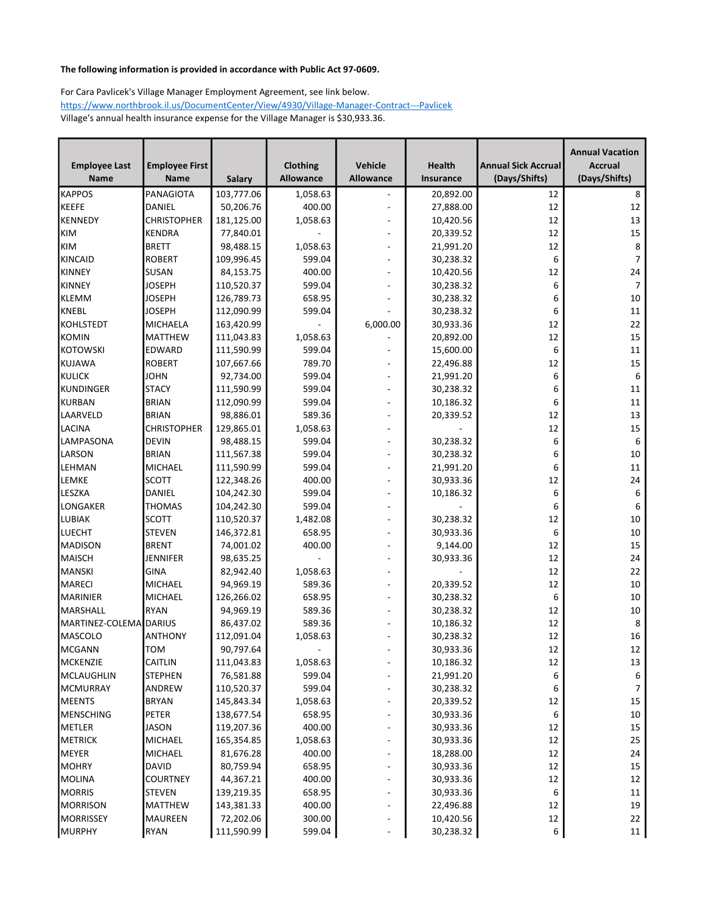**The following information is provided in accordance with Public Act 97-0609.**

For Cara Pavlicek's Village Manager Employment Agreement, see link below.
https://www.northbrook.il.us/DocumentCenter/View/4930/Village-Manager-Contract---Pavlicek
Village's annual health insurance expense for the Village Manager is $30,933.36.

| Employee Last Name | Employee First Name | Salary | Clothing Allowance | Vehicle Allowance | Health Insurance | Annual Sick Accrual (Days/Shifts) | Annual Vacation Accrual (Days/Shifts) |
|---|---|---|---|---|---|---|---|
| KAPPOS | PANAGIOTA | 103,777.06 | 1,058.63 | - | 20,892.00 | 12 | 8 |
| KEEFE | DANIEL | 50,206.76 | 400.00 | - | 27,888.00 | 12 | 12 |
| KENNEDY | CHRISTOPHER | 181,125.00 | 1,058.63 | - | 10,420.56 | 12 | 13 |
| KIM | KENDRA | 77,840.01 | - | - | 20,339.52 | 12 | 15 |
| KIM | BRETT | 98,488.15 | 1,058.63 | - | 21,991.20 | 12 | 8 |
| KINCAID | ROBERT | 109,996.45 | 599.04 | - | 30,238.32 | 6 | 7 |
| KINNEY | SUSAN | 84,153.75 | 400.00 | - | 10,420.56 | 12 | 24 |
| KINNEY | JOSEPH | 110,520.37 | 599.04 | - | 30,238.32 | 6 | 7 |
| KLEMM | JOSEPH | 126,789.73 | 658.95 | - | 30,238.32 | 6 | 10 |
| KNEBL | JOSEPH | 112,090.99 | 599.04 | - | 30,238.32 | 6 | 11 |
| KOHLSTEDT | MICHAELA | 163,420.99 | - | 6,000.00 | 30,933.36 | 12 | 22 |
| KOMIN | MATTHEW | 111,043.83 | 1,058.63 | - | 20,892.00 | 12 | 15 |
| KOTOWSKI | EDWARD | 111,590.99 | 599.04 | - | 15,600.00 | 6 | 11 |
| KUJAWA | ROBERT | 107,667.66 | 789.70 | - | 22,496.88 | 12 | 15 |
| KULICK | JOHN | 92,734.00 | 599.04 | - | 21,991.20 | 6 | 6 |
| KUNDINGER | STACY | 111,590.99 | 599.04 | - | 30,238.32 | 6 | 11 |
| KURBAN | BRIAN | 112,090.99 | 599.04 | - | 10,186.32 | 6 | 11 |
| LAARVELD | BRIAN | 98,886.01 | 589.36 | - | 20,339.52 | 12 | 13 |
| LACINA | CHRISTOPHER | 129,865.01 | 1,058.63 | - | - | 12 | 15 |
| LAMPASONA | DEVIN | 98,488.15 | 599.04 | - | 30,238.32 | 6 | 6 |
| LARSON | BRIAN | 111,567.38 | 599.04 | - | 30,238.32 | 6 | 10 |
| LEHMAN | MICHAEL | 111,590.99 | 599.04 | - | 21,991.20 | 6 | 11 |
| LEMKE | SCOTT | 122,348.26 | 400.00 | - | 30,933.36 | 12 | 24 |
| LESZKA | DANIEL | 104,242.30 | 599.04 | - | 10,186.32 | 6 | 6 |
| LONGAKER | THOMAS | 104,242.30 | 599.04 | - | - | 6 | 6 |
| LUBIAK | SCOTT | 110,520.37 | 1,482.08 | - | 30,238.32 | 12 | 10 |
| LUECHT | STEVEN | 146,372.81 | 658.95 | - | 30,933.36 | 6 | 10 |
| MADISON | BRENT | 74,001.02 | 400.00 | - | 9,144.00 | 12 | 15 |
| MAISCH | JENNIFER | 98,635.25 | - | - | 30,933.36 | 12 | 24 |
| MANSKI | GINA | 82,942.40 | 1,058.63 | - | - | 12 | 22 |
| MARECI | MICHAEL | 94,969.19 | 589.36 | - | 20,339.52 | 12 | 10 |
| MARINIER | MICHAEL | 126,266.02 | 658.95 | - | 30,238.32 | 6 | 10 |
| MARSHALL | RYAN | 94,969.19 | 589.36 | - | 30,238.32 | 12 | 10 |
| MARTINEZ-COLEMA | DARIUS | 86,437.02 | 589.36 | - | 10,186.32 | 12 | 8 |
| MASCOLO | ANTHONY | 112,091.04 | 1,058.63 | - | 30,238.32 | 12 | 16 |
| MCGANN | TOM | 90,797.64 | - | - | 30,933.36 | 12 | 12 |
| MCKENZIE | CAITLIN | 111,043.83 | 1,058.63 | - | 10,186.32 | 12 | 13 |
| MCLAUGHLIN | STEPHEN | 76,581.88 | 599.04 | - | 21,991.20 | 6 | 6 |
| MCMURRAY | ANDREW | 110,520.37 | 599.04 | - | 30,238.32 | 6 | 7 |
| MEENTS | BRYAN | 145,843.34 | 1,058.63 | - | 20,339.52 | 12 | 15 |
| MENSCHING | PETER | 138,677.54 | 658.95 | - | 30,933.36 | 6 | 10 |
| METLER | JASON | 119,207.36 | 400.00 | - | 30,933.36 | 12 | 15 |
| METRICK | MICHAEL | 165,354.85 | 1,058.63 | - | 30,933.36 | 12 | 25 |
| MEYER | MICHAEL | 81,676.28 | 400.00 | - | 18,288.00 | 12 | 24 |
| MOHRY | DAVID | 80,759.94 | 658.95 | - | 30,933.36 | 12 | 15 |
| MOLINA | COURTNEY | 44,367.21 | 400.00 | - | 30,933.36 | 12 | 12 |
| MORRIS | STEVEN | 139,219.35 | 658.95 | - | 30,933.36 | 6 | 11 |
| MORRISON | MATTHEW | 143,381.33 | 400.00 | - | 22,496.88 | 12 | 19 |
| MORRISSEY | MAUREEN | 72,202.06 | 300.00 | - | 10,420.56 | 12 | 22 |
| MURPHY | RYAN | 111,590.99 | 599.04 | - | 30,238.32 | 6 | 11 |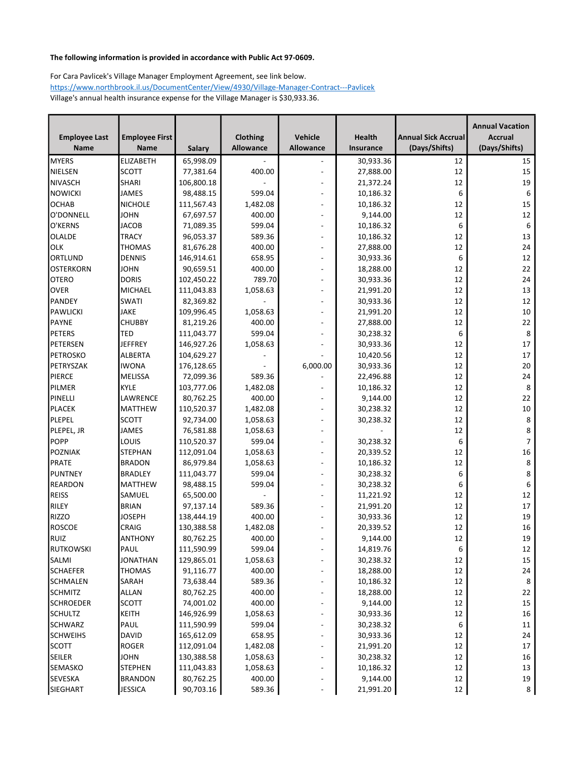**The following information is provided in accordance with Public Act 97-0609.**

For Cara Pavlicek's Village Manager Employment Agreement, see link below.
https://www.northbrook.il.us/DocumentCenter/View/4930/Village-Manager-Contract---Pavlicek
Village's annual health insurance expense for the Village Manager is $30,933.36.

| Employee Last Name | Employee First Name | Salary | Clothing Allowance | Vehicle Allowance | Health Insurance | Annual Sick Accrual (Days/Shifts) | Annual Vacation Accrual (Days/Shifts) |
|---|---|---|---|---|---|---|---|
| MYERS | ELIZABETH | 65,998.09 | - | - | 30,933.36 | 12 | 15 |
| NIELSEN | SCOTT | 77,381.64 | 400.00 | - | 27,888.00 | 12 | 15 |
| NIVASCH | SHARI | 106,800.18 | - | - | 21,372.24 | 12 | 19 |
| NOWICKI | JAMES | 98,488.15 | 599.04 | - | 10,186.32 | 6 | 6 |
| OCHAB | NICHOLE | 111,567.43 | 1,482.08 | - | 10,186.32 | 12 | 15 |
| O'DONNELL | JOHN | 67,697.57 | 400.00 | - | 9,144.00 | 12 | 12 |
| O'KERNS | JACOB | 71,089.35 | 599.04 | - | 10,186.32 | 6 | 6 |
| OLALDE | TRACY | 96,053.37 | 589.36 | - | 10,186.32 | 12 | 13 |
| OLK | THOMAS | 81,676.28 | 400.00 | - | 27,888.00 | 12 | 24 |
| ORTLUND | DENNIS | 146,914.61 | 658.95 | - | 30,933.36 | 6 | 12 |
| OSTERKORN | JOHN | 90,659.51 | 400.00 | - | 18,288.00 | 12 | 22 |
| OTERO | DORIS | 102,450.22 | 789.70 | - | 30,933.36 | 12 | 24 |
| OVER | MICHAEL | 111,043.83 | 1,058.63 | - | 21,991.20 | 12 | 13 |
| PANDEY | SWATI | 82,369.82 | - | - | 30,933.36 | 12 | 12 |
| PAWLICKI | JAKE | 109,996.45 | 1,058.63 | - | 21,991.20 | 12 | 10 |
| PAYNE | CHUBBY | 81,219.26 | 400.00 | - | 27,888.00 | 12 | 22 |
| PETERS | TED | 111,043.77 | 599.04 | - | 30,238.32 | 6 | 8 |
| PETERSEN | JEFFREY | 146,927.26 | 1,058.63 | - | 30,933.36 | 12 | 17 |
| PETROSKO | ALBERTA | 104,629.27 | - | - | 10,420.56 | 12 | 17 |
| PETRYSZAK | IWONA | 176,128.65 | - | 6,000.00 | 30,933.36 | 12 | 20 |
| PIERCE | MELISSA | 72,099.36 | 589.36 | - | 22,496.88 | 12 | 24 |
| PILMER | KYLE | 103,777.06 | 1,482.08 | - | 10,186.32 | 12 | 8 |
| PINELLI | LAWRENCE | 80,762.25 | 400.00 | - | 9,144.00 | 12 | 22 |
| PLACEK | MATTHEW | 110,520.37 | 1,482.08 | - | 30,238.32 | 12 | 10 |
| PLEPEL | SCOTT | 92,734.00 | 1,058.63 | - | 30,238.32 | 12 | 8 |
| PLEPEL, JR | JAMES | 76,581.88 | 1,058.63 | - | - | 12 | 8 |
| POPP | LOUIS | 110,520.37 | 599.04 | - | 30,238.32 | 6 | 7 |
| POZNIAK | STEPHAN | 112,091.04 | 1,058.63 | - | 20,339.52 | 12 | 16 |
| PRATE | BRADON | 86,979.84 | 1,058.63 | - | 10,186.32 | 12 | 8 |
| PUNTNEY | BRADLEY | 111,043.77 | 599.04 | - | 30,238.32 | 6 | 8 |
| REARDON | MATTHEW | 98,488.15 | 599.04 | - | 30,238.32 | 6 | 6 |
| REISS | SAMUEL | 65,500.00 | - | - | 11,221.92 | 12 | 12 |
| RILEY | BRIAN | 97,137.14 | 589.36 | - | 21,991.20 | 12 | 17 |
| RIZZO | JOSEPH | 138,444.19 | 400.00 | - | 30,933.36 | 12 | 19 |
| ROSCOE | CRAIG | 130,388.58 | 1,482.08 | - | 20,339.52 | 12 | 16 |
| RUIZ | ANTHONY | 80,762.25 | 400.00 | - | 9,144.00 | 12 | 19 |
| RUTKOWSKI | PAUL | 111,590.99 | 599.04 | - | 14,819.76 | 6 | 12 |
| SALMI | JONATHAN | 129,865.01 | 1,058.63 | - | 30,238.32 | 12 | 15 |
| SCHAEFER | THOMAS | 91,116.77 | 400.00 | - | 18,288.00 | 12 | 24 |
| SCHMALEN | SARAH | 73,638.44 | 589.36 | - | 10,186.32 | 12 | 8 |
| SCHMITZ | ALLAN | 80,762.25 | 400.00 | - | 18,288.00 | 12 | 22 |
| SCHROEDER | SCOTT | 74,001.02 | 400.00 | - | 9,144.00 | 12 | 15 |
| SCHULTZ | KEITH | 146,926.99 | 1,058.63 | - | 30,933.36 | 12 | 16 |
| SCHWARZ | PAUL | 111,590.99 | 599.04 | - | 30,238.32 | 6 | 11 |
| SCHWEIHS | DAVID | 165,612.09 | 658.95 | - | 30,933.36 | 12 | 24 |
| SCOTT | ROGER | 112,091.04 | 1,482.08 | - | 21,991.20 | 12 | 17 |
| SEILER | JOHN | 130,388.58 | 1,058.63 | - | 30,238.32 | 12 | 16 |
| SEMASKO | STEPHEN | 111,043.83 | 1,058.63 | - | 10,186.32 | 12 | 13 |
| SEVESKA | BRANDON | 80,762.25 | 400.00 | - | 9,144.00 | 12 | 19 |
| SIEGHART | JESSICA | 90,703.16 | 589.36 | - | 21,991.20 | 12 | 8 |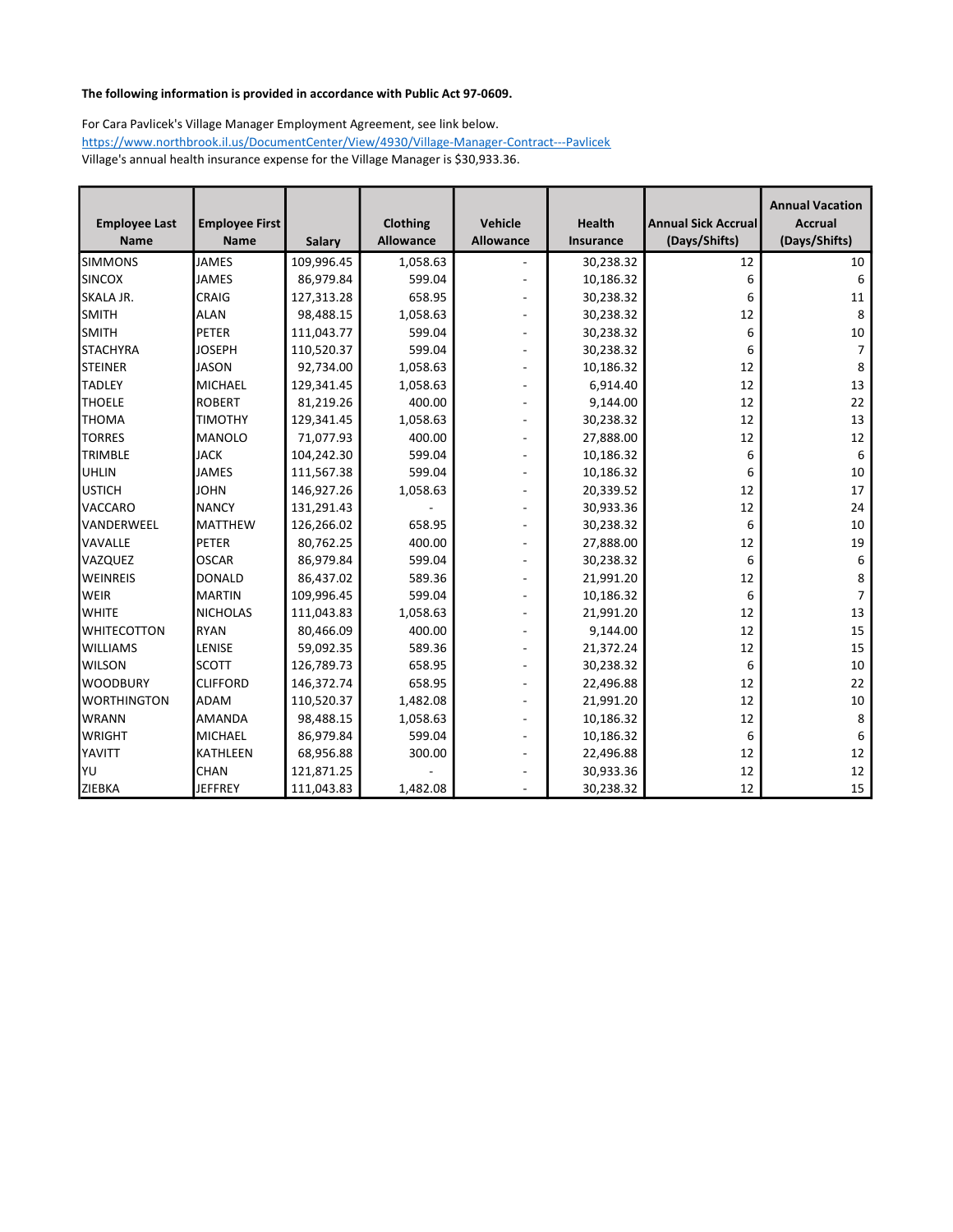**The following information is provided in accordance with Public Act 97-0609.**

For Cara Pavlicek's Village Manager Employment Agreement, see link below.
https://www.northbrook.il.us/DocumentCenter/View/4930/Village-Manager-Contract---Pavlicek
Village's annual health insurance expense for the Village Manager is $30,933.36.

| Employee Last Name | Employee First Name | Salary | Clothing Allowance | Vehicle Allowance | Health Insurance | Annual Sick Accrual (Days/Shifts) | Annual Vacation Accrual (Days/Shifts) |
|---|---|---|---|---|---|---|---|
| SIMMONS | JAMES | 109,996.45 | 1,058.63 | - | 30,238.32 | 12 | 10 |
| SINCOX | JAMES | 86,979.84 | 599.04 | - | 10,186.32 | 6 | 6 |
| SKALA JR. | CRAIG | 127,313.28 | 658.95 | - | 30,238.32 | 6 | 11 |
| SMITH | ALAN | 98,488.15 | 1,058.63 | - | 30,238.32 | 12 | 8 |
| SMITH | PETER | 111,043.77 | 599.04 | - | 30,238.32 | 6 | 10 |
| STACHYRA | JOSEPH | 110,520.37 | 599.04 | - | 30,238.32 | 6 | 7 |
| STEINER | JASON | 92,734.00 | 1,058.63 | - | 10,186.32 | 12 | 8 |
| TADLEY | MICHAEL | 129,341.45 | 1,058.63 | - | 6,914.40 | 12 | 13 |
| THOELE | ROBERT | 81,219.26 | 400.00 | - | 9,144.00 | 12 | 22 |
| THOMA | TIMOTHY | 129,341.45 | 1,058.63 | - | 30,238.32 | 12 | 13 |
| TORRES | MANOLO | 71,077.93 | 400.00 | - | 27,888.00 | 12 | 12 |
| TRIMBLE | JACK | 104,242.30 | 599.04 | - | 10,186.32 | 6 | 6 |
| UHLIN | JAMES | 111,567.38 | 599.04 | - | 10,186.32 | 6 | 10 |
| USTICH | JOHN | 146,927.26 | 1,058.63 | - | 20,339.52 | 12 | 17 |
| VACCARO | NANCY | 131,291.43 | - | - | 30,933.36 | 12 | 24 |
| VANDERWEEL | MATTHEW | 126,266.02 | 658.95 | - | 30,238.32 | 6 | 10 |
| VAVALLE | PETER | 80,762.25 | 400.00 | - | 27,888.00 | 12 | 19 |
| VAZQUEZ | OSCAR | 86,979.84 | 599.04 | - | 30,238.32 | 6 | 6 |
| WEINREIS | DONALD | 86,437.02 | 589.36 | - | 21,991.20 | 12 | 8 |
| WEIR | MARTIN | 109,996.45 | 599.04 | - | 10,186.32 | 6 | 7 |
| WHITE | NICHOLAS | 111,043.83 | 1,058.63 | - | 21,991.20 | 12 | 13 |
| WHITECOTTON | RYAN | 80,466.09 | 400.00 | - | 9,144.00 | 12 | 15 |
| WILLIAMS | LENISE | 59,092.35 | 589.36 | - | 21,372.24 | 12 | 15 |
| WILSON | SCOTT | 126,789.73 | 658.95 | - | 30,238.32 | 6 | 10 |
| WOODBURY | CLIFFORD | 146,372.74 | 658.95 | - | 22,496.88 | 12 | 22 |
| WORTHINGTON | ADAM | 110,520.37 | 1,482.08 | - | 21,991.20 | 12 | 10 |
| WRANN | AMANDA | 98,488.15 | 1,058.63 | - | 10,186.32 | 12 | 8 |
| WRIGHT | MICHAEL | 86,979.84 | 599.04 | - | 10,186.32 | 6 | 6 |
| YAVITT | KATHLEEN | 68,956.88 | 300.00 | - | 22,496.88 | 12 | 12 |
| YU | CHAN | 121,871.25 | - | - | 30,933.36 | 12 | 12 |
| ZIEBKA | JEFFREY | 111,043.83 | 1,482.08 | - | 30,238.32 | 12 | 15 |